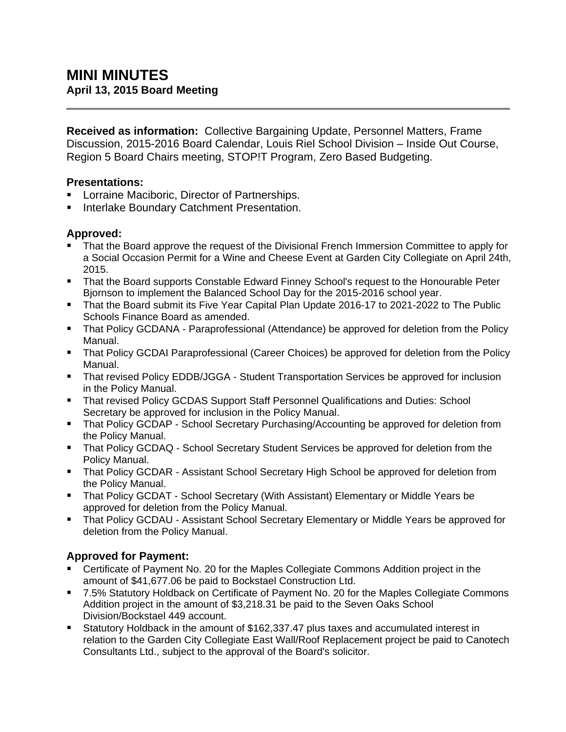# MINI MINUTES

**April 13, 2015 Board Meeting**

---

**Received as information:** Collective Bargaining Update, Personnel Matters, Frame Discussion, 2015-2016 Board Calendar, Louis Riel School Division – Inside Out Course, Region 5 Board Chairs meeting, STOP!T Program, Zero Based Budgeting.

### Presentations:

- Lorraine Maciboric, Director of Partnerships.
- Interlake Boundary Catchment Presentation.

### Approved:

- That the Board approve the request of the Divisional French Immersion Committee to apply for a Social Occasion Permit for a Wine and Cheese Event at Garden City Collegiate on April 24th, 2015.
- That the Board supports Constable Edward Finney School's request to the Honourable Peter Bjornson to implement the Balanced School Day for the 2015-2016 school year.
- That the Board submit its Five Year Capital Plan Update 2016-17 to 2021-2022 to The Public Schools Finance Board as amended.
- That Policy GCDANA - Paraprofessional (Attendance) be approved for deletion from the Policy Manual.
- That Policy GCDAI Paraprofessional (Career Choices) be approved for deletion from the Policy Manual.
- That revised Policy EDDB/JGGA - Student Transportation Services be approved for inclusion in the Policy Manual.
- That revised Policy GCDAS Support Staff Personnel Qualifications and Duties: School Secretary be approved for inclusion in the Policy Manual.
- That Policy GCDAP - School Secretary Purchasing/Accounting be approved for deletion from the Policy Manual.
- That Policy GCDAQ - School Secretary Student Services be approved for deletion from the Policy Manual.
- That Policy GCDAR - Assistant School Secretary High School be approved for deletion from the Policy Manual.
- That Policy GCDAT - School Secretary (With Assistant) Elementary or Middle Years be approved for deletion from the Policy Manual.
- That Policy GCDAU - Assistant School Secretary Elementary or Middle Years be approved for deletion from the Policy Manual.

### Approved for Payment:

- Certificate of Payment No. 20 for the Maples Collegiate Commons Addition project in the amount of $41,677.06 be paid to Bockstael Construction Ltd.
- 7.5% Statutory Holdback on Certificate of Payment No. 20 for the Maples Collegiate Commons Addition project in the amount of $3,218.31 be paid to the Seven Oaks School Division/Bockstael 449 account.
- Statutory Holdback in the amount of $162,337.47 plus taxes and accumulated interest in relation to the Garden City Collegiate East Wall/Roof Replacement project be paid to Canotech Consultants Ltd., subject to the approval of the Board's solicitor.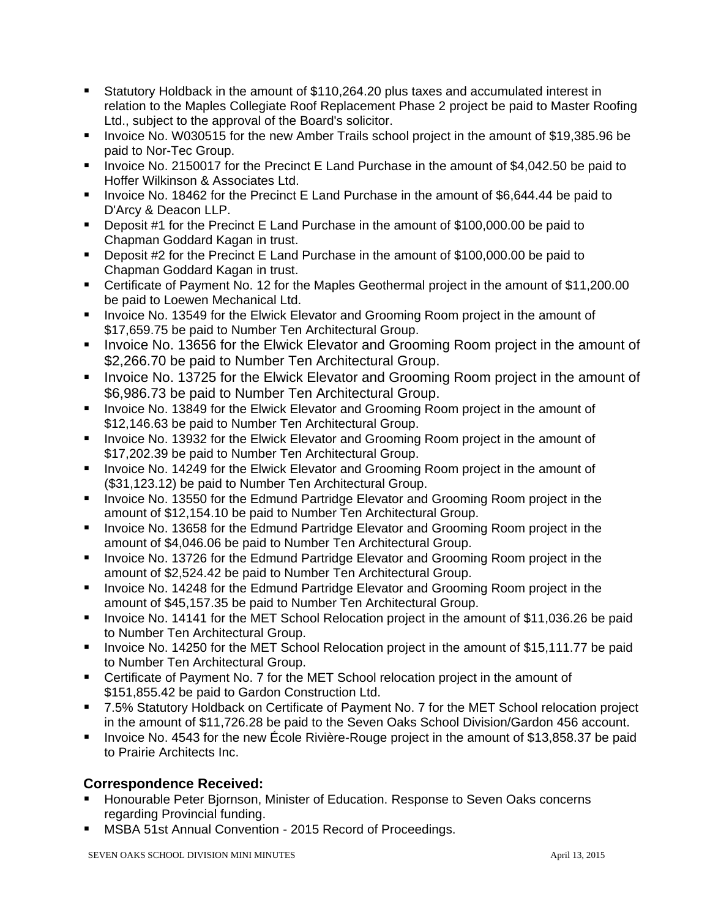- Statutory Holdback in the amount of $110,264.20 plus taxes and accumulated interest in relation to the Maples Collegiate Roof Replacement Phase 2 project be paid to Master Roofing Ltd., subject to the approval of the Board's solicitor.
- Invoice No. W030515 for the new Amber Trails school project in the amount of $19,385.96 be paid to Nor-Tec Group.
- Invoice No. 2150017 for the Precinct E Land Purchase in the amount of $4,042.50 be paid to Hoffer Wilkinson & Associates Ltd.
- Invoice No. 18462 for the Precinct E Land Purchase in the amount of $6,644.44 be paid to D'Arcy & Deacon LLP.
- Deposit #1 for the Precinct E Land Purchase in the amount of $100,000.00 be paid to Chapman Goddard Kagan in trust.
- Deposit #2 for the Precinct E Land Purchase in the amount of $100,000.00 be paid to Chapman Goddard Kagan in trust.
- Certificate of Payment No. 12 for the Maples Geothermal project in the amount of $11,200.00 be paid to Loewen Mechanical Ltd.
- Invoice No. 13549 for the Elwick Elevator and Grooming Room project in the amount of $17,659.75 be paid to Number Ten Architectural Group.
- Invoice No. 13656 for the Elwick Elevator and Grooming Room project in the amount of $2,266.70 be paid to Number Ten Architectural Group.
- Invoice No. 13725 for the Elwick Elevator and Grooming Room project in the amount of $6,986.73 be paid to Number Ten Architectural Group.
- Invoice No. 13849 for the Elwick Elevator and Grooming Room project in the amount of $12,146.63 be paid to Number Ten Architectural Group.
- Invoice No. 13932 for the Elwick Elevator and Grooming Room project in the amount of $17,202.39 be paid to Number Ten Architectural Group.
- Invoice No. 14249 for the Elwick Elevator and Grooming Room project in the amount of ($31,123.12) be paid to Number Ten Architectural Group.
- Invoice No. 13550 for the Edmund Partridge Elevator and Grooming Room project in the amount of $12,154.10 be paid to Number Ten Architectural Group.
- Invoice No. 13658 for the Edmund Partridge Elevator and Grooming Room project in the amount of $4,046.06 be paid to Number Ten Architectural Group.
- Invoice No. 13726 for the Edmund Partridge Elevator and Grooming Room project in the amount of $2,524.42 be paid to Number Ten Architectural Group.
- Invoice No. 14248 for the Edmund Partridge Elevator and Grooming Room project in the amount of $45,157.35 be paid to Number Ten Architectural Group.
- Invoice No. 14141 for the MET School Relocation project in the amount of $11,036.26 be paid to Number Ten Architectural Group.
- Invoice No. 14250 for the MET School Relocation project in the amount of $15,111.77 be paid to Number Ten Architectural Group.
- Certificate of Payment No. 7 for the MET School relocation project in the amount of $151,855.42 be paid to Gardon Construction Ltd.
- 7.5% Statutory Holdback on Certificate of Payment No. 7 for the MET School relocation project in the amount of $11,726.28 be paid to the Seven Oaks School Division/Gardon 456 account.
- Invoice No. 4543 for the new École Rivière-Rouge project in the amount of $13,858.37 be paid to Prairie Architects Inc.

## Correspondence Received:

- Honourable Peter Bjornson, Minister of Education. Response to Seven Oaks concerns regarding Provincial funding.
- MSBA 51st Annual Convention - 2015 Record of Proceedings.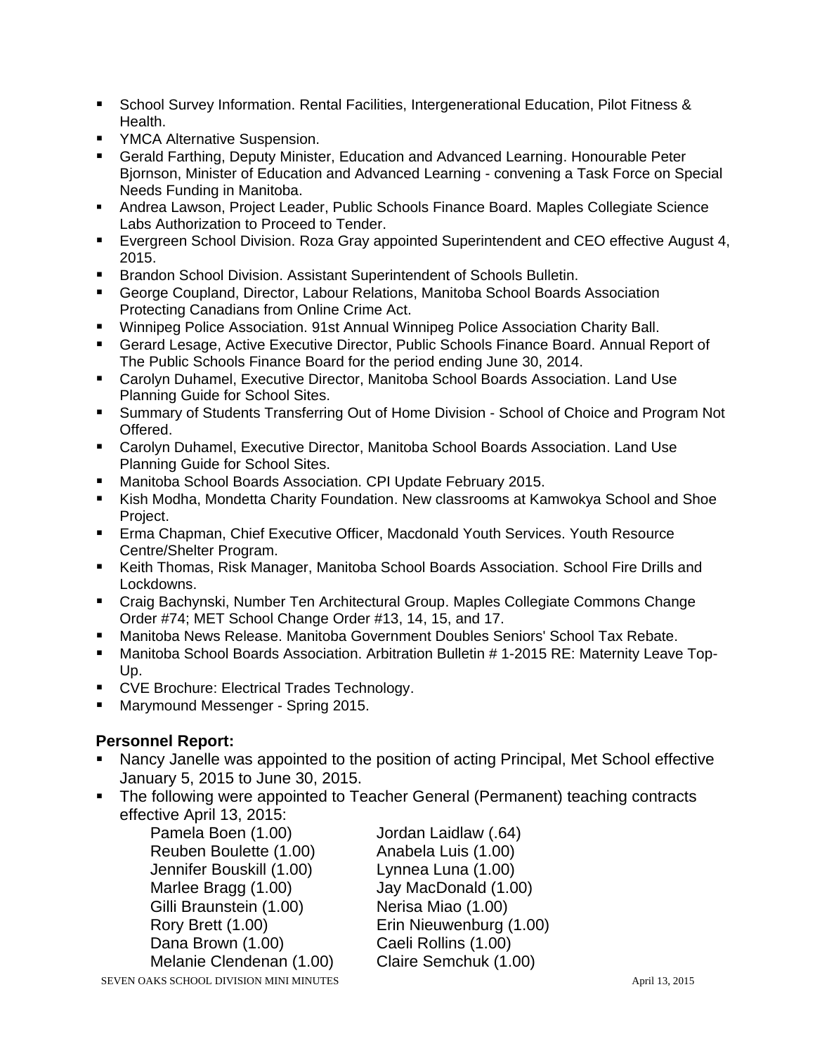- School Survey Information. Rental Facilities, Intergenerational Education, Pilot Fitness & Health.
- YMCA Alternative Suspension.
- Gerald Farthing, Deputy Minister, Education and Advanced Learning. Honourable Peter Bjornson, Minister of Education and Advanced Learning - convening a Task Force on Special Needs Funding in Manitoba.
- Andrea Lawson, Project Leader, Public Schools Finance Board. Maples Collegiate Science Labs Authorization to Proceed to Tender.
- Evergreen School Division. Roza Gray appointed Superintendent and CEO effective August 4, 2015.
- Brandon School Division. Assistant Superintendent of Schools Bulletin.
- George Coupland, Director, Labour Relations, Manitoba School Boards Association Protecting Canadians from Online Crime Act.
- Winnipeg Police Association. 91st Annual Winnipeg Police Association Charity Ball.
- Gerard Lesage, Active Executive Director, Public Schools Finance Board. Annual Report of The Public Schools Finance Board for the period ending June 30, 2014.
- Carolyn Duhamel, Executive Director, Manitoba School Boards Association. Land Use Planning Guide for School Sites.
- Summary of Students Transferring Out of Home Division - School of Choice and Program Not Offered.
- Carolyn Duhamel, Executive Director, Manitoba School Boards Association. Land Use Planning Guide for School Sites.
- Manitoba School Boards Association. CPI Update February 2015.
- Kish Modha, Mondetta Charity Foundation. New classrooms at Kamwokya School and Shoe Project.
- Erma Chapman, Chief Executive Officer, Macdonald Youth Services. Youth Resource Centre/Shelter Program.
- Keith Thomas, Risk Manager, Manitoba School Boards Association. School Fire Drills and Lockdowns.
- Craig Bachynski, Number Ten Architectural Group. Maples Collegiate Commons Change Order #74; MET School Change Order #13, 14, 15, and 17.
- Manitoba News Release. Manitoba Government Doubles Seniors' School Tax Rebate.
- Manitoba School Boards Association. Arbitration Bulletin # 1-2015 RE: Maternity Leave Top-Up.
- CVE Brochure: Electrical Trades Technology.
- Marymound Messenger - Spring 2015.

**Personnel Report:**

- Nancy Janelle was appointed to the position of acting Principal, Met School effective January 5, 2015 to June 30, 2015.
- The following were appointed to Teacher General (Permanent) teaching contracts effective April 13, 2015:

| | |
|---|---|
| Pamela Boen (1.00) | Jordan Laidlaw (.64) |
| Reuben Boulette (1.00) | Anabela Luis (1.00) |
| Jennifer Bouskill (1.00) | Lynnea Luna (1.00) |
| Marlee Bragg (1.00) | Jay MacDonald (1.00) |
| Gilli Braunstein (1.00) | Nerisa Miao (1.00) |
| Rory Brett (1.00) | Erin Nieuwenburg (1.00) |
| Dana Brown (1.00) | Caeli Rollins (1.00) |
| Melanie Clendenan (1.00) | Claire Semchuk (1.00) |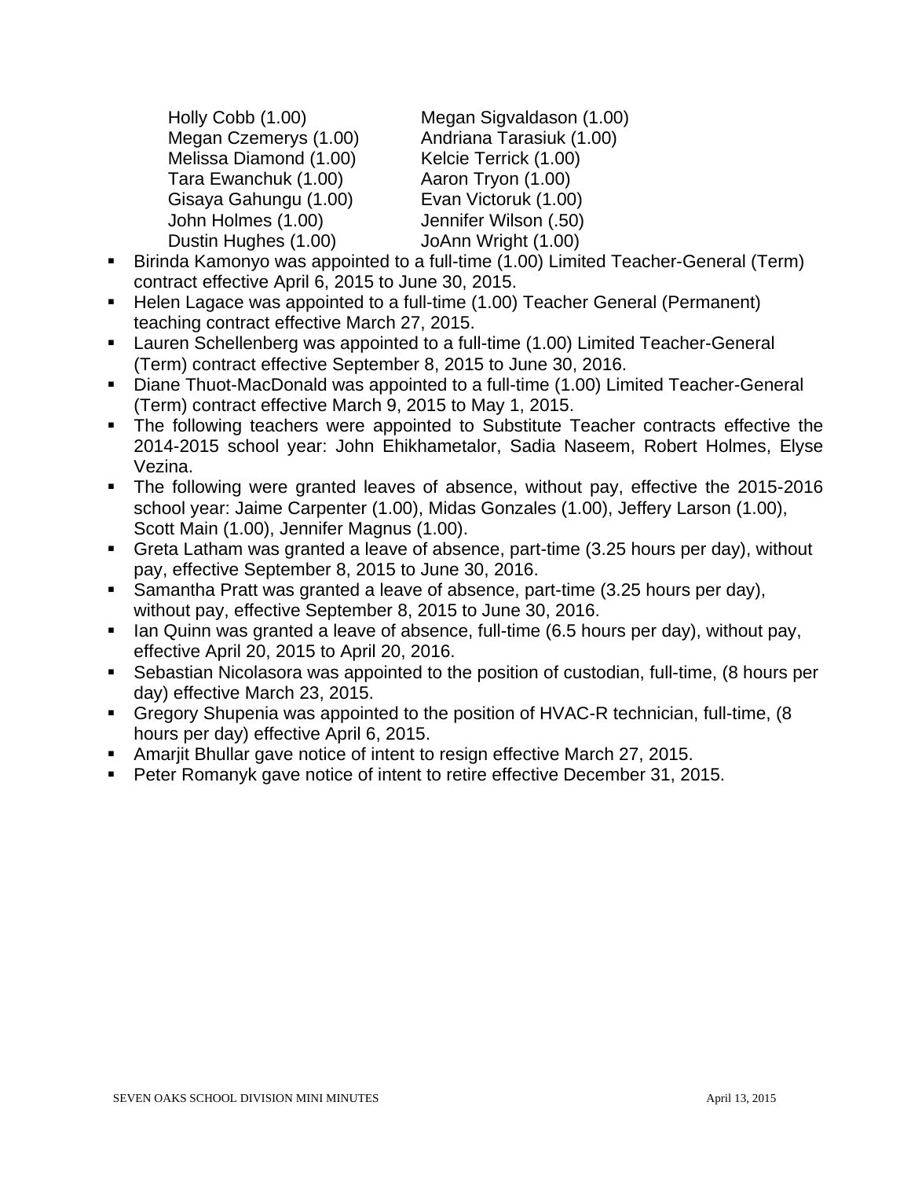Holly Cobb (1.00)
Megan Czemerys (1.00)
Melissa Diamond (1.00)
Tara Ewanchuk (1.00)
Gisaya Gahungu (1.00)
John Holmes (1.00)
Dustin Hughes (1.00)
Megan Sigvaldason (1.00)
Andriana Tarasiuk (1.00)
Kelcie Terrick (1.00)
Aaron Tryon (1.00)
Evan Victoruk (1.00)
Jennifer Wilson (.50)
JoAnn Wright (1.00)

- Birinda Kamonyo was appointed to a full-time (1.00) Limited Teacher-General (Term) contract effective April 6, 2015 to June 30, 2015.
- Helen Lagace was appointed to a full-time (1.00) Teacher General (Permanent) teaching contract effective March 27, 2015.
- Lauren Schellenberg was appointed to a full-time (1.00) Limited Teacher-General (Term) contract effective September 8, 2015 to June 30, 2016.
- Diane Thuot-MacDonald was appointed to a full-time (1.00) Limited Teacher-General (Term) contract effective March 9, 2015 to May 1, 2015.
- The following teachers were appointed to Substitute Teacher contracts effective the 2014-2015 school year: John Ehikhametalor, Sadia Naseem, Robert Holmes, Elyse Vezina.
- The following were granted leaves of absence, without pay, effective the 2015-2016 school year: Jaime Carpenter (1.00), Midas Gonzales (1.00), Jeffery Larson (1.00), Scott Main (1.00), Jennifer Magnus (1.00).
- Greta Latham was granted a leave of absence, part-time (3.25 hours per day), without pay, effective September 8, 2015 to June 30, 2016.
- Samantha Pratt was granted a leave of absence, part-time (3.25 hours per day), without pay, effective September 8, 2015 to June 30, 2016.
- Ian Quinn was granted a leave of absence, full-time (6.5 hours per day), without pay, effective April 20, 2015 to April 20, 2016.
- Sebastian Nicolasora was appointed to the position of custodian, full-time, (8 hours per day) effective March 23, 2015.
- Gregory Shupenia was appointed to the position of HVAC-R technician, full-time, (8 hours per day) effective April 6, 2015.
- Amarjit Bhullar gave notice of intent to resign effective March 27, 2015.
- Peter Romanyk gave notice of intent to retire effective December 31, 2015.